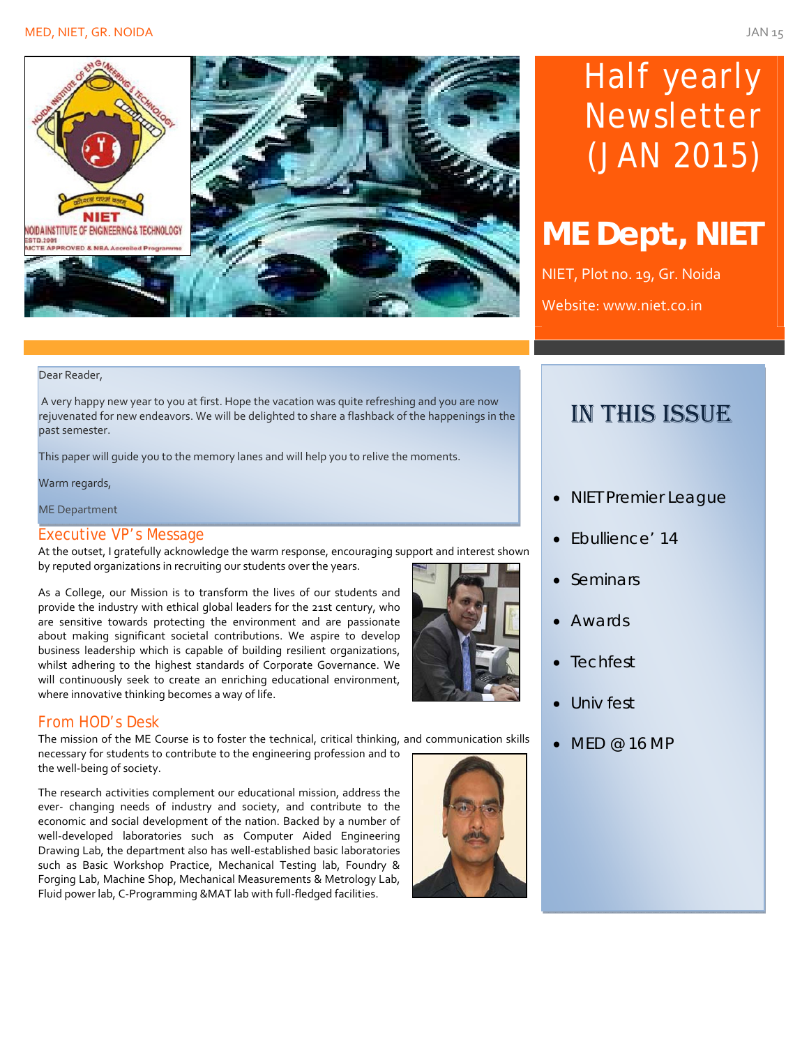# Half yearly Newsletter (JAN 2015)

## ME Dept, NIET

NIET, Plot no. 19, Gr. Noida

Website: www.niet.co.in

Dear Reader,

A very happy new year to you at first. Hope the vacation was quite refreshing and you are now rejuvenated for new endeavors. We will be delighted to share a flashback of the happenings in the past semester.

This paper will guide you to the memory lanes and will help you to relive the moments.

Warm regards,

ME Department

## IN THIS ISSUE

- NIET Premier League
- Ebullience' 14
- Seminars
- Awards
- Techfest
- Univ fest
- MED @ 16 MP

### Executive VP's Message

At the outset, I gratefully acknowledge the warm response, encouraging support and interest shown by reputed organizations in recruiting our students over the years.

As a College, our Mission is to transform the lives of our students and provide the industry with ethical global leaders for the 21st century, who are sensitive towards protecting the environment and are passionate about making significant societal contributions. We aspire to develop business leadership which is capable of building resilient organizations, whilst adhering to the highest standards of Corporate Governance. We will continuously seek to create an enriching educational environment, where innovative thinking becomes a way of life.

### From HOD's Desk

The mission of the ME Course is to foster the technical, critical thinking, and communication skills necessary for students to contribute to the engineering profession and to the well-being of society.

The research activities complement our educational mission, address the ever- changing needs of industry and society, and contribute to the economic and social development of the nation. Backed by a number of well-developed laboratories such as Computer Aided Engineering Drawing Lab, the department also has well-established basic laboratories such as Basic Workshop Practice, Mechanical Testing lab, Foundry & Forging Lab, Machine Shop, Mechanical Measurements & Metrology Lab, Fluid power lab, C-Programming &MAT lab with full-fledged facilities.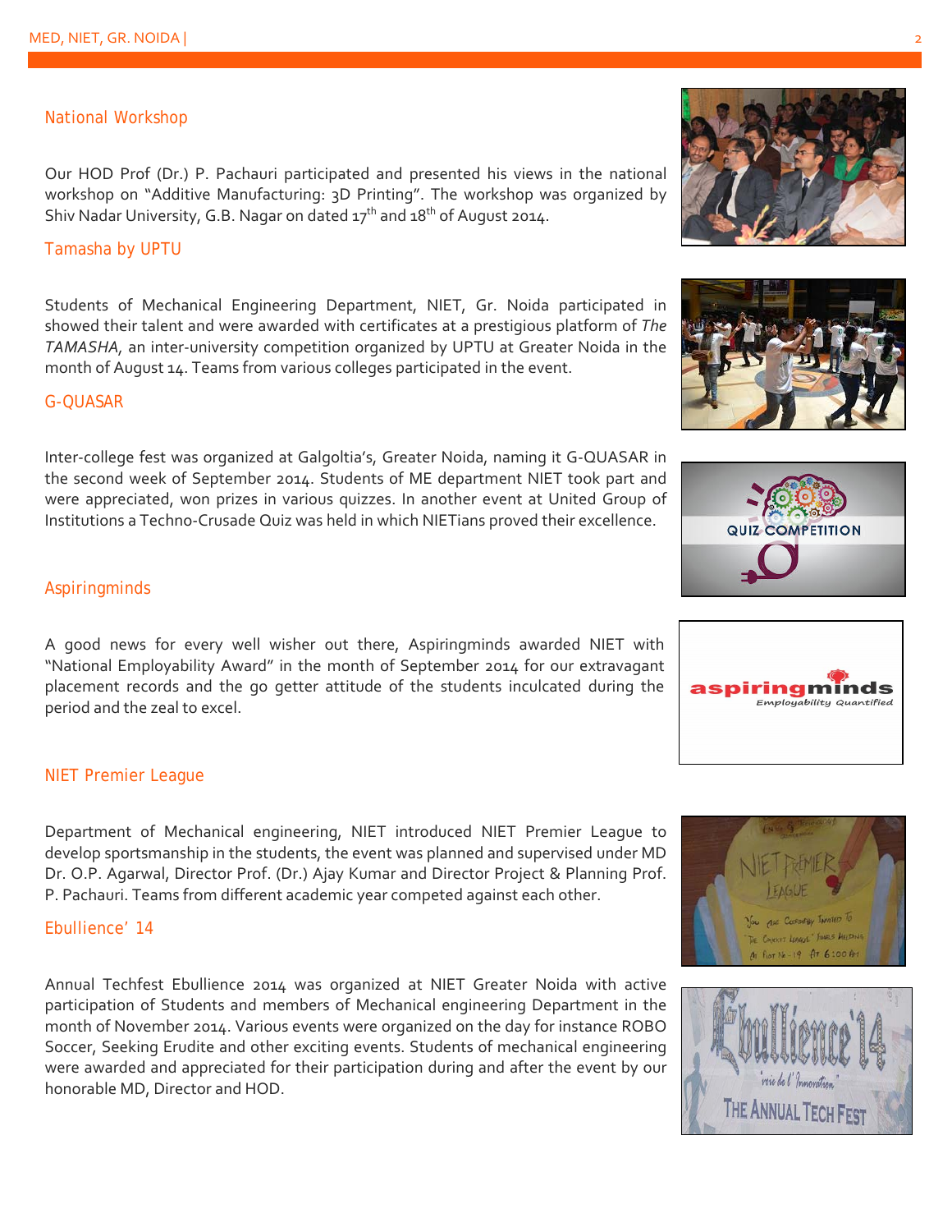## National Workshop

Our HOD Prof (Dr.) P. Pachauri participated and presented his views in the national workshop on "Additive Manufacturing: 3D Printing". The workshop was organized by Shiv Nadar University, G.B. Nagar on dated 17th and 18th of August 2014.

## Tamasha by UPTU

Students of Mechanical Engineering Department, NIET, Gr. Noida participated in showed their talent and were awarded with certificates at a prestigious platform of *The TAMASHA*, an inter-university competition organized by UPTU at Greater Noida in the month of August 14. Teams from various colleges participated in the event.

## G-QUASAR

Inter-college fest was organized at Galgoltia's, Greater Noida, naming it G-QUASAR in the second week of September 2014. Students of ME department NIET took part and were appreciated, won prizes in various quizzes. In another event at United Group of Institutions a Techno-Crusade Quiz was held in which NIETians proved their excellence.

## Aspiringminds

A good news for every well wisher out there, Aspiringminds awarded NIET with "National Employability Award" in the month of September 2014 for our extravagant placement records and the go getter attitude of the students inculcated during the period and the zeal to excel.

## NIET Premier League

Department of Mechanical engineering, NIET introduced NIET Premier League to develop sportsmanship in the students, the event was planned and supervised under MD Dr. O.P. Agarwal, Director Prof. (Dr.) Ajay Kumar and Director Project & Planning Prof. P. Pachauri. Teams from different academic year competed against each other.

## Ebullience' 14

Annual Techfest Ebullience 2014 was organized at NIET Greater Noida with active participation of Students and members of Mechanical engineering Department in the month of November 2014. Various events were organized on the day for instance ROBO Soccer, Seeking Erudite and other exciting events. Students of mechanical engineering were awarded and appreciated for their participation during and after the event by our honorable MD, Director and HOD.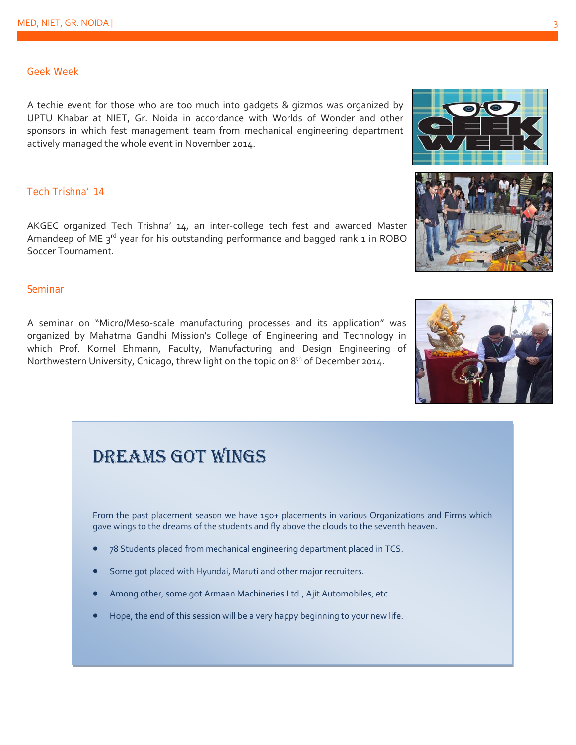## Geek Week

A techie event for those who are too much into gadgets & gizmos was organized by UPTU Khabar at NIET, Gr. Noida in accordance with Worlds of Wonder and other sponsors in which fest management team from mechanical engineering department actively managed the whole event in November 2014.

## Tech Trishna' 14

AKGEC organized Tech Trishna' 14, an inter-college tech fest and awarded Master Amandeep of ME 3rd year for his outstanding performance and bagged rank 1 in ROBO Soccer Tournament.

## Seminar

A seminar on "Micro/Meso-scale manufacturing processes and its application" was organized by Mahatma Gandhi Mission's College of Engineering and Technology in which Prof. Kornel Ehmann, Faculty, Manufacturing and Design Engineering of Northwestern University, Chicago, threw light on the topic on 8th of December 2014.

## DREAMS GOT WINGS

From the past placement season we have 150+ placements in various Organizations and Firms which gave wings to the dreams of the students and fly above the clouds to the seventh heaven.

- 78 Students placed from mechanical engineering department placed in TCS.
- Some got placed with Hyundai, Maruti and other major recruiters.
- Among other, some got Armaan Machineries Ltd., Ajit Automobiles, etc.
- Hope, the end of this session will be a very happy beginning to your new life.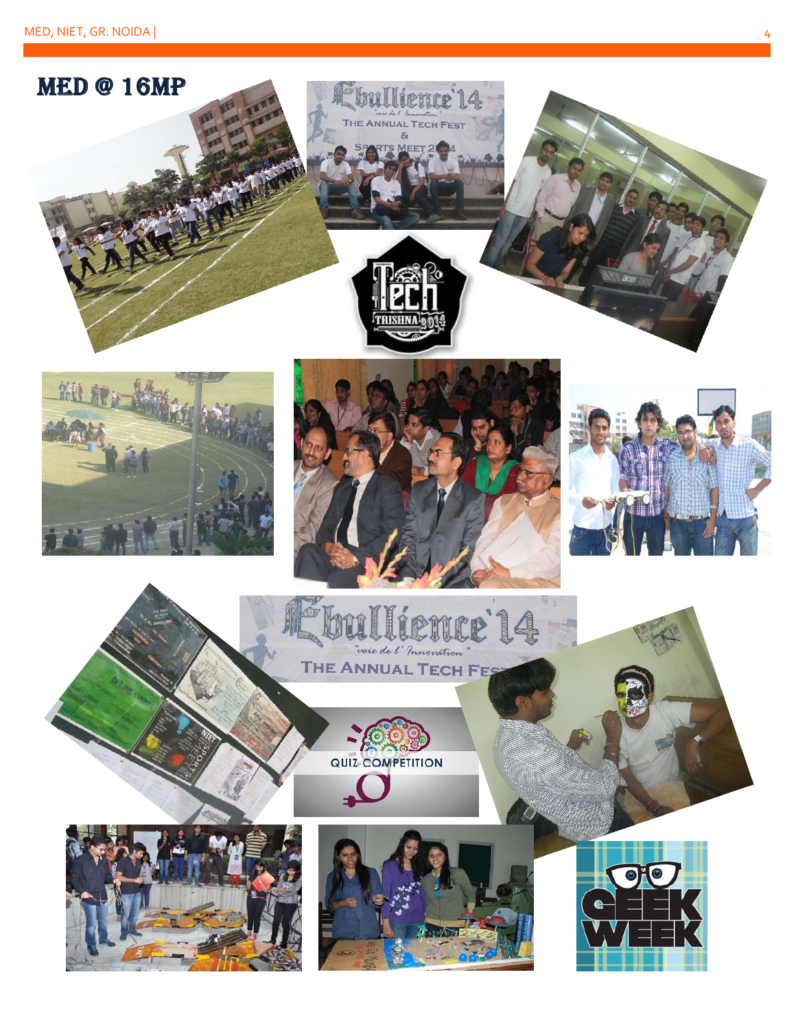# MED @ 16MP